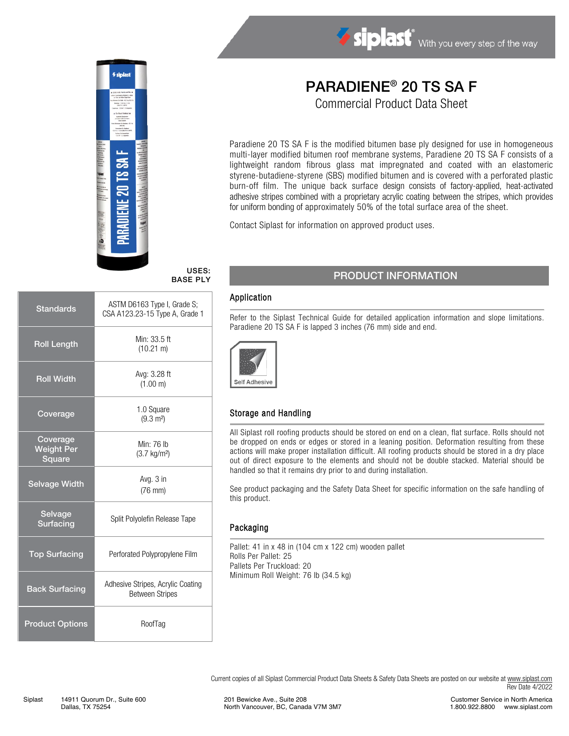siplast® With you every step of the way

# PARADIENE® 20 TS SA F

## Commercial Product Data Sheet

Paradiene 20 TS SA F is the modified bitumen base ply designed for use in homogeneous multi-layer modified bitumen roof membrane systems, Paradiene 20 TS SA F consists of a lightweight random fibrous glass mat impregnated and coated with an elastomeric styrene-butadiene-styrene (SBS) modified bitumen and is covered with a perforated plastic burn-off film. The unique back surface design consists of factory-applied, heat-activated adhesive stripes combined with a proprietary acrylic coating between the stripes, which provides for uniform bonding of approximately 50% of the total surface area of the sheet.

Contact Siplast for information on approved product uses.

**USES:**
**BASE PLY**

| Property | Value |
| --- | --- |
| Standards | ASTM D6163 Type I, Grade S; CSA A123.23-15 Type A, Grade 1 |
| Roll Length | Min: 33.5 ft (10.21 m) |
| Roll Width | Avg: 3.28 ft (1.00 m) |
| Coverage | 1.0 Square (9.3 m²) |
| Coverage Weight Per Square | Min: 76 lb (3.7 kg/m²) |
| Selvage Width | Avg. 3 in (76 mm) |
| Selvage Surfacing | Split Polyolefin Release Tape |
| Top Surfacing | Perforated Polypropylene Film |
| Back Surfacing | Adhesive Stripes, Acrylic Coating Between Stripes |
| Product Options | RoofTag |

## PRODUCT INFORMATION

### Application

Refer to the Siplast Technical Guide for detailed application information and slope limitations. Paradiene 20 TS SA F is lapped 3 inches (76 mm) side and end.

Self Adhesive

### Storage and Handling

All Siplast roll roofing products should be stored on end on a clean, flat surface. Rolls should not be dropped on ends or edges or stored in a leaning position. Deformation resulting from these actions will make proper installation difficult. All roofing products should be stored in a dry place out of direct exposure to the elements and should not be double stacked. Material should be handled so that it remains dry prior to and during installation.

See product packaging and the Safety Data Sheet for specific information on the safe handling of this product.

### Packaging

Pallet: 41 in x 48 in (104 cm x 122 cm) wooden pallet
Rolls Per Pallet: 25
Pallets Per Truckload: 20
Minimum Roll Weight: 76 lb (34.5 kg)

Current copies of all Siplast Commercial Product Data Sheets & Safety Data Sheets are posted on our website at www.siplast.com
Rev Date 4/2022

Siplast 14911 Quorum Dr., Suite 600, Dallas, TX 75254 | 201 Bewicke Ave., Suite 208, North Vancouver, BC, Canada V7M 3M7 | Customer Service in North America 1.800.922.8800 www.siplast.com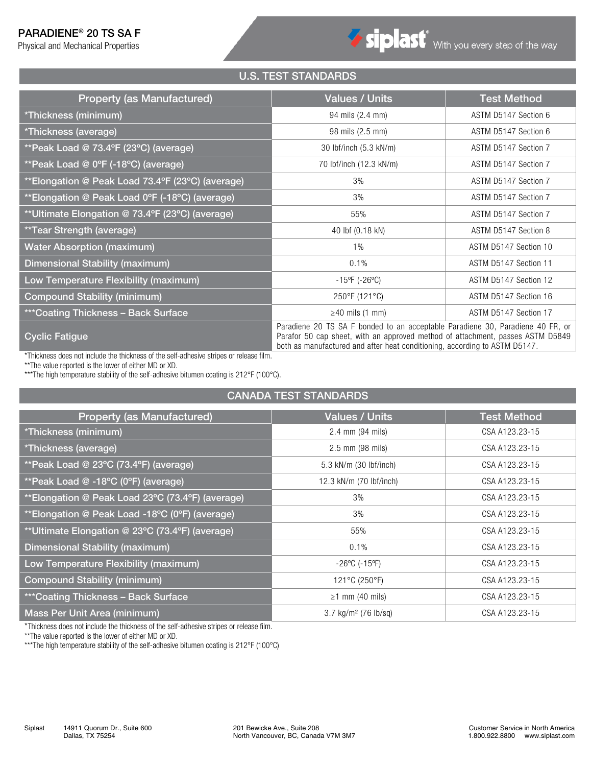# PARADIENE® 20 TS SA F

Physical and Mechanical Properties

## U.S. TEST STANDARDS

| Property (as Manufactured) | Values / Units | Test Method |
|---|---|---|
| *Thickness (minimum) | 94 mils (2.4 mm) | ASTM D5147 Section 6 |
| *Thickness (average) | 98 mils (2.5 mm) | ASTM D5147 Section 6 |
| **Peak Load @ 73.4ºF (23ºC) (average) | 30 lbf/inch (5.3 kN/m) | ASTM D5147 Section 7 |
| **Peak Load @ 0ºF (-18ºC) (average) | 70 lbf/inch (12.3 kN/m) | ASTM D5147 Section 7 |
| **Elongation @ Peak Load 73.4ºF (23ºC) (average) | 3% | ASTM D5147 Section 7 |
| **Elongation @ Peak Load 0ºF (-18ºC) (average) | 3% | ASTM D5147 Section 7 |
| **Ultimate Elongation @ 73.4ºF (23ºC) (average) | 55% | ASTM D5147 Section 7 |
| **Tear Strength (average) | 40 lbf (0.18 kN) | ASTM D5147 Section 8 |
| Water Absorption (maximum) | 1% | ASTM D5147 Section 10 |
| Dimensional Stability (maximum) | 0.1% | ASTM D5147 Section 11 |
| Low Temperature Flexibility (maximum) | -15ºF (-26ºC) | ASTM D5147 Section 12 |
| Compound Stability (minimum) | 250°F (121°C) | ASTM D5147 Section 16 |
| ***Coating Thickness – Back Surface | ≥40 mils (1 mm) | ASTM D5147 Section 17 |
| Cyclic Fatigue | Paradiene 20 TS SA F bonded to an acceptable Paradiene 30, Paradiene 40 FR, or Parafor 50 cap sheet, with an approved method of attachment, passes ASTM D5849 both as manufactured and after heat conditioning, according to ASTM D5147. | |

*Thickness does not include the thickness of the self-adhesive stripes or release film.

**The value reported is the lower of either MD or XD.

***The high temperature stability of the self-adhesive bitumen coating is 212°F (100°C).

## CANADA TEST STANDARDS

| Property (as Manufactured) | Values / Units | Test Method |
|---|---|---|
| *Thickness (minimum) | 2.4 mm (94 mils) | CSA A123.23-15 |
| *Thickness (average) | 2.5 mm (98 mils) | CSA A123.23-15 |
| **Peak Load @ 23ºC (73.4ºF) (average) | 5.3 kN/m (30 lbf/inch) | CSA A123.23-15 |
| **Peak Load @ -18ºC (0ºF) (average) | 12.3 kN/m (70 lbf/inch) | CSA A123.23-15 |
| **Elongation @ Peak Load 23ºC (73.4ºF) (average) | 3% | CSA A123.23-15 |
| **Elongation @ Peak Load -18ºC (0ºF) (average) | 3% | CSA A123.23-15 |
| **Ultimate Elongation @ 23ºC (73.4ºF) (average) | 55% | CSA A123.23-15 |
| Dimensional Stability (maximum) | 0.1% | CSA A123.23-15 |
| Low Temperature Flexibility (maximum) | -26ºC (-15ºF) | CSA A123.23-15 |
| Compound Stability (minimum) | 121°C (250°F) | CSA A123.23-15 |
| ***Coating Thickness – Back Surface | ≥1 mm (40 mils) | CSA A123.23-15 |
| Mass Per Unit Area (minimum) | 3.7 kg/m² (76 lb/sq) | CSA A123.23-15 |

*Thickness does not include the thickness of the self-adhesive stripes or release film.

**The value reported is the lower of either MD or XD.

***The high temperature stability of the self-adhesive bitumen coating is 212°F (100°C)

Siplast 14911 Quorum Dr., Suite 600 Dallas, TX 75254

201 Bewicke Ave., Suite 208 North Vancouver, BC, Canada V7M 3M7

Customer Service in North America 1.800.922.8800 www.siplast.com